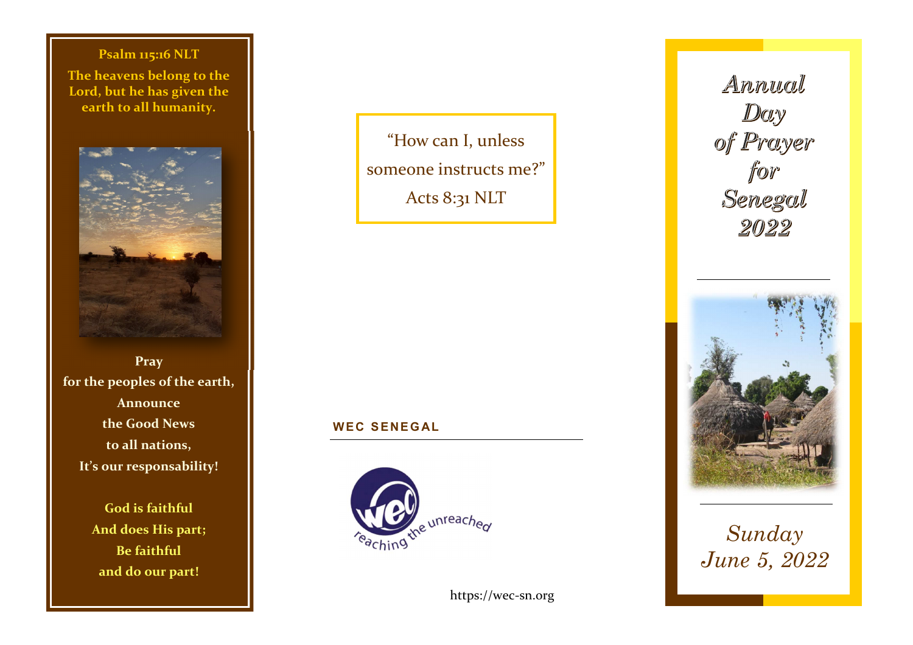**Psalm 115:16 NLT**

**The heavens belong to the Lord, but he has given the earth to all humanity.**

**Pray**
**for the peoples of the earth,**
**Announce**
**the Good News**
**to all nations,**
**It's our responsability!**

**God is faithful**
**And does His part;**
**Be faithful**
**and do our part!**

"How can I, unless someone instructs me?"
Acts 8:31 NLT

**WEC SENEGAL**

wec reaching the unreached

https://wec-sn.org

# *Annual Day of Prayer for Senegal 2022*

*Sunday June 5, 2022*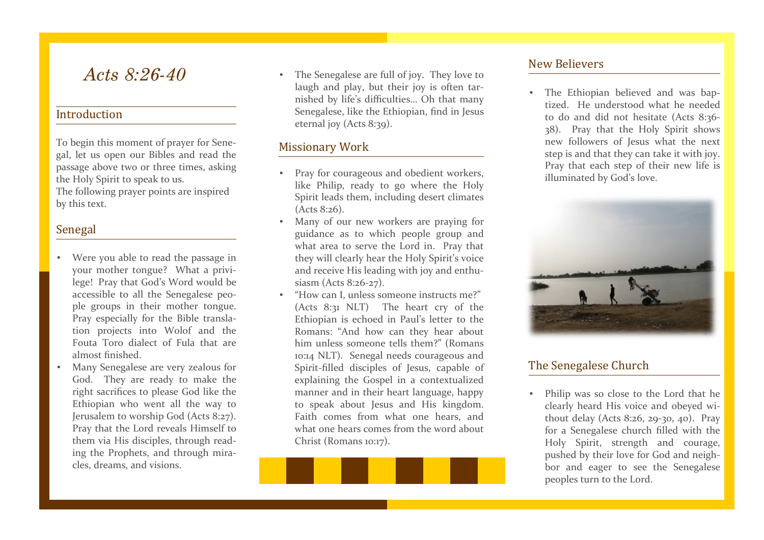# *Acts 8:26-40*

## Introduction

To begin this moment of prayer for Senegal, let us open our Bibles and read the passage above two or three times, asking the Holy Spirit to speak to us.
The following prayer points are inspired by this text.

## Senegal

- Were you able to read the passage in your mother tongue? What a privilege! Pray that God's Word would be accessible to all the Senegalese people groups in their mother tongue. Pray especially for the Bible translation projects into Wolof and the Fouta Toro dialect of Fula that are almost finished.
- Many Senegalese are very zealous for God. They are ready to make the right sacrifices to please God like the Ethiopian who went all the way to Jerusalem to worship God (Acts 8:27). Pray that the Lord reveals Himself to them via His disciples, through reading the Prophets, and through miracles, dreams, and visions.
- The Senegalese are full of joy. They love to laugh and play, but their joy is often tarnished by life's difficulties... Oh that many Senegalese, like the Ethiopian, find in Jesus eternal joy (Acts 8:39).

## Missionary Work

- Pray for courageous and obedient workers, like Philip, ready to go where the Holy Spirit leads them, including desert climates (Acts 8:26).
- Many of our new workers are praying for guidance as to which people group and what area to serve the Lord in. Pray that they will clearly hear the Holy Spirit's voice and receive His leading with joy and enthusiasm (Acts 8:26-27).
- "How can I, unless someone instructs me?" (Acts 8:31 NLT) The heart cry of the Ethiopian is echoed in Paul's letter to the Romans: "And how can they hear about him unless someone tells them?" (Romans 10:14 NLT). Senegal needs courageous and Spirit-filled disciples of Jesus, capable of explaining the Gospel in a contextualized manner and in their heart language, happy to speak about Jesus and His kingdom. Faith comes from what one hears, and what one hears comes from the word about Christ (Romans 10:17).

## New Believers

- The Ethiopian believed and was baptized. He understood what he needed to do and did not hesitate (Acts 8:36-38). Pray that the Holy Spirit shows new followers of Jesus what the next step is and that they can take it with joy. Pray that each step of their new life is illuminated by God's love.

## The Senegalese Church

- Philip was so close to the Lord that he clearly heard His voice and obeyed without delay (Acts 8:26, 29-30, 40). Pray for a Senegalese church filled with the Holy Spirit, strength and courage, pushed by their love for God and neighbor and eager to see the Senegalese peoples turn to the Lord.